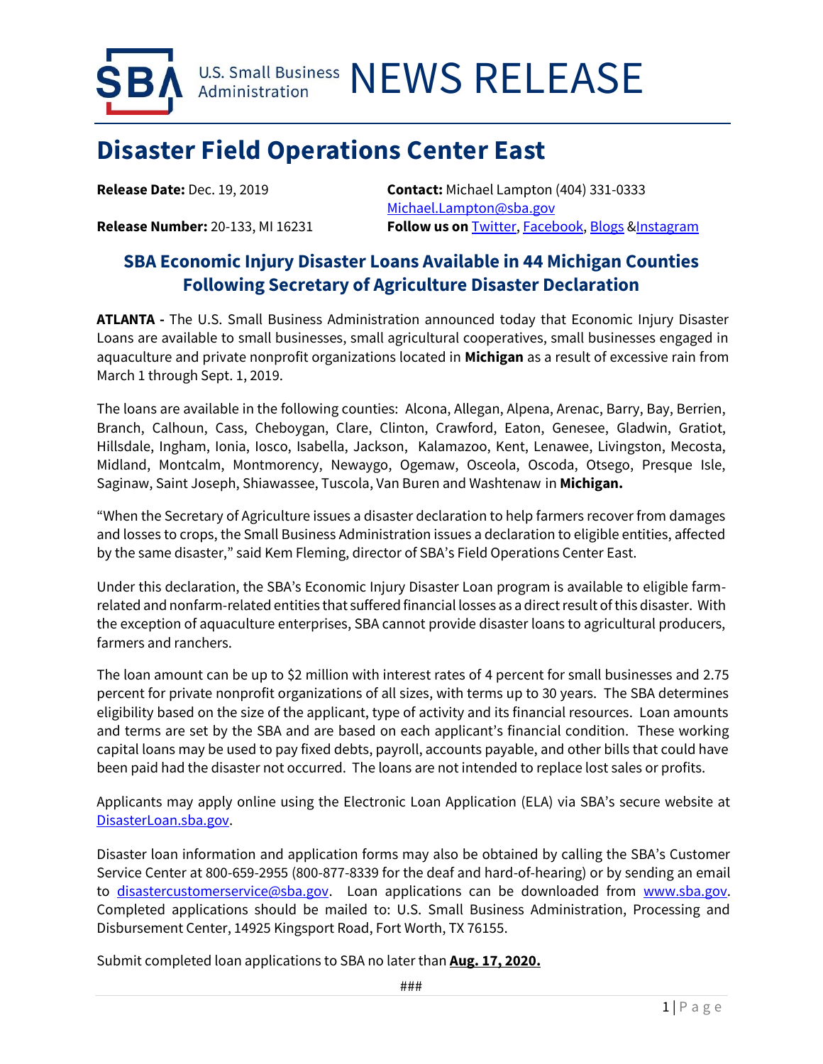U.S. Small Business Administration NEWS RELEASE

# Disaster Field Operations Center East

**Release Date:** Dec. 19, 2019

**Contact:** Michael Lampton (404) 331-0333
Michael.Lampton@sba.gov

**Release Number:** 20-133, MI 16231

**Follow us on** Twitter, Facebook, Blogs & Instagram

## SBA Economic Injury Disaster Loans Available in 44 Michigan Counties Following Secretary of Agriculture Disaster Declaration

**ATLANTA -** The U.S. Small Business Administration announced today that Economic Injury Disaster Loans are available to small businesses, small agricultural cooperatives, small businesses engaged in aquaculture and private nonprofit organizations located in **Michigan** as a result of excessive rain from March 1 through Sept. 1, 2019.

The loans are available in the following counties: Alcona, Allegan, Alpena, Arenac, Barry, Bay, Berrien, Branch, Calhoun, Cass, Cheboygan, Clare, Clinton, Crawford, Eaton, Genesee, Gladwin, Gratiot, Hillsdale, Ingham, Ionia, Iosco, Isabella, Jackson, Kalamazoo, Kent, Lenawee, Livingston, Mecosta, Midland, Montcalm, Montmorency, Newaygo, Ogemaw, Osceola, Oscoda, Otsego, Presque Isle, Saginaw, Saint Joseph, Shiawassee, Tuscola, Van Buren and Washtenaw in **Michigan.**

"When the Secretary of Agriculture issues a disaster declaration to help farmers recover from damages and losses to crops, the Small Business Administration issues a declaration to eligible entities, affected by the same disaster," said Kem Fleming, director of SBA's Field Operations Center East.

Under this declaration, the SBA's Economic Injury Disaster Loan program is available to eligible farm-related and nonfarm-related entities that suffered financial losses as a direct result of this disaster. With the exception of aquaculture enterprises, SBA cannot provide disaster loans to agricultural producers, farmers and ranchers.

The loan amount can be up to $2 million with interest rates of 4 percent for small businesses and 2.75 percent for private nonprofit organizations of all sizes, with terms up to 30 years. The SBA determines eligibility based on the size of the applicant, type of activity and its financial resources. Loan amounts and terms are set by the SBA and are based on each applicant's financial condition. These working capital loans may be used to pay fixed debts, payroll, accounts payable, and other bills that could have been paid had the disaster not occurred. The loans are not intended to replace lost sales or profits.

Applicants may apply online using the Electronic Loan Application (ELA) via SBA's secure website at DisasterLoan.sba.gov.

Disaster loan information and application forms may also be obtained by calling the SBA's Customer Service Center at 800-659-2955 (800-877-8339 for the deaf and hard-of-hearing) or by sending an email to disastercustomerservice@sba.gov. Loan applications can be downloaded from www.sba.gov. Completed applications should be mailed to: U.S. Small Business Administration, Processing and Disbursement Center, 14925 Kingsport Road, Fort Worth, TX 76155.

Submit completed loan applications to SBA no later than **Aug. 17, 2020.**

###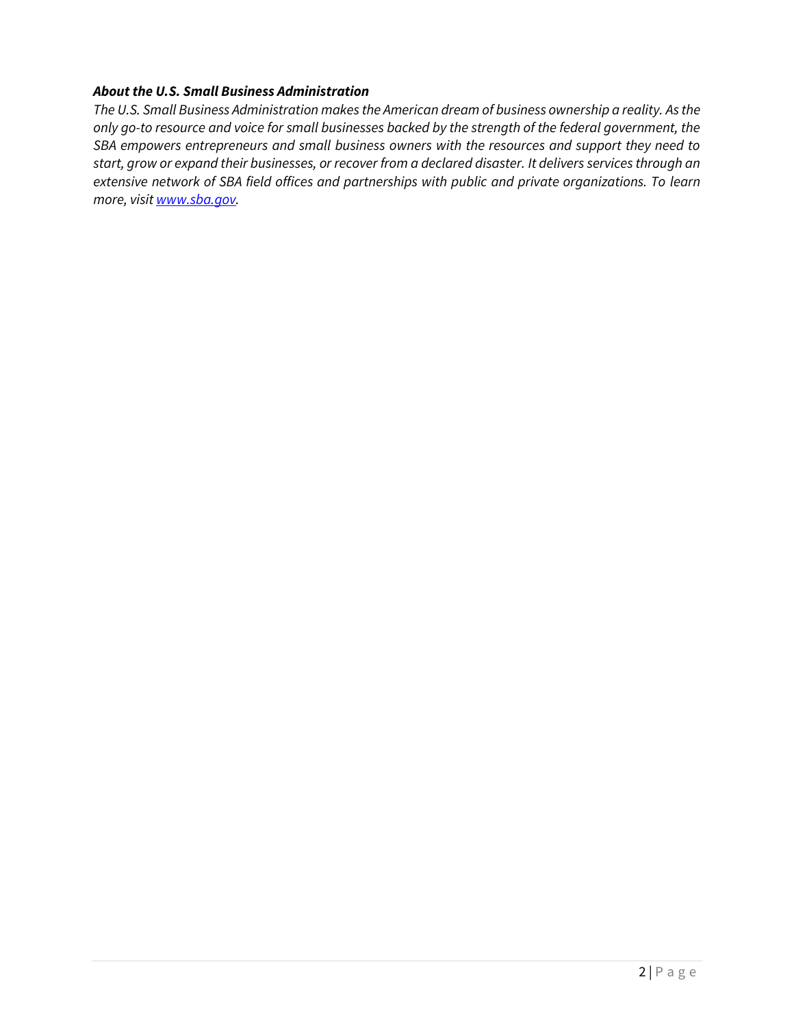***About the U.S. Small Business Administration***

*The U.S. Small Business Administration makes the American dream of business ownership a reality. As the only go-to resource and voice for small businesses backed by the strength of the federal government, the SBA empowers entrepreneurs and small business owners with the resources and support they need to start, grow or expand their businesses, or recover from a declared disaster. It delivers services through an extensive network of SBA field offices and partnerships with public and private organizations. To learn more, visit [www.sba.gov](http://www.sba.gov).*